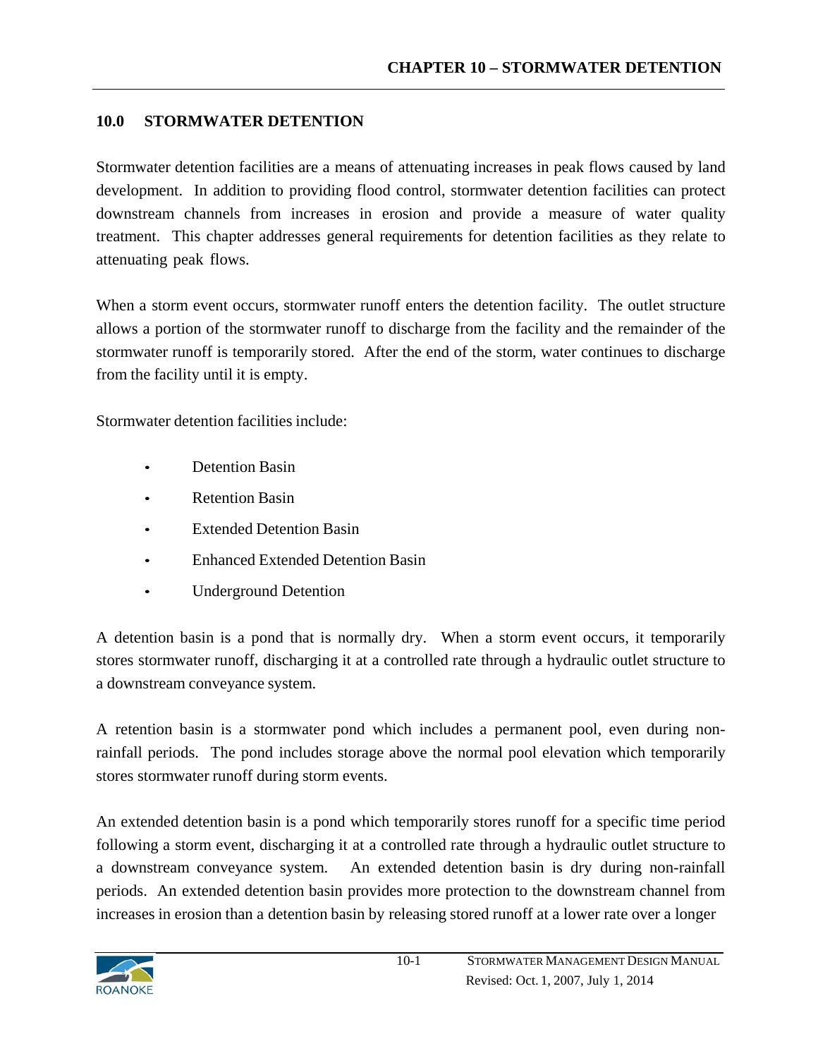## 10.0 STORMWATER DETENTION

Stormwater detention facilities are a means of attenuating increases in peak flows caused by land development. In addition to providing flood control, stormwater detention facilities can protect downstream channels from increases in erosion and provide a measure of water quality treatment. This chapter addresses general requirements for detention facilities as they relate to attenuating peak flows.

When a storm event occurs, stormwater runoff enters the detention facility. The outlet structure allows a portion of the stormwater runoff to discharge from the facility and the remainder of the stormwater runoff is temporarily stored. After the end of the storm, water continues to discharge from the facility until it is empty.

Stormwater detention facilities include:

- Detention Basin
- Retention Basin
- Extended Detention Basin
- Enhanced Extended Detention Basin
- Underground Detention

A detention basin is a pond that is normally dry. When a storm event occurs, it temporarily stores stormwater runoff, discharging it at a controlled rate through a hydraulic outlet structure to a downstream conveyance system.

A retention basin is a stormwater pond which includes a permanent pool, even during non-rainfall periods. The pond includes storage above the normal pool elevation which temporarily stores stormwater runoff during storm events.

An extended detention basin is a pond which temporarily stores runoff for a specific time period following a storm event, discharging it at a controlled rate through a hydraulic outlet structure to a downstream conveyance system. An extended detention basin is dry during non-rainfall periods. An extended detention basin provides more protection to the downstream channel from increases in erosion than a detention basin by releasing stored runoff at a lower rate over a longer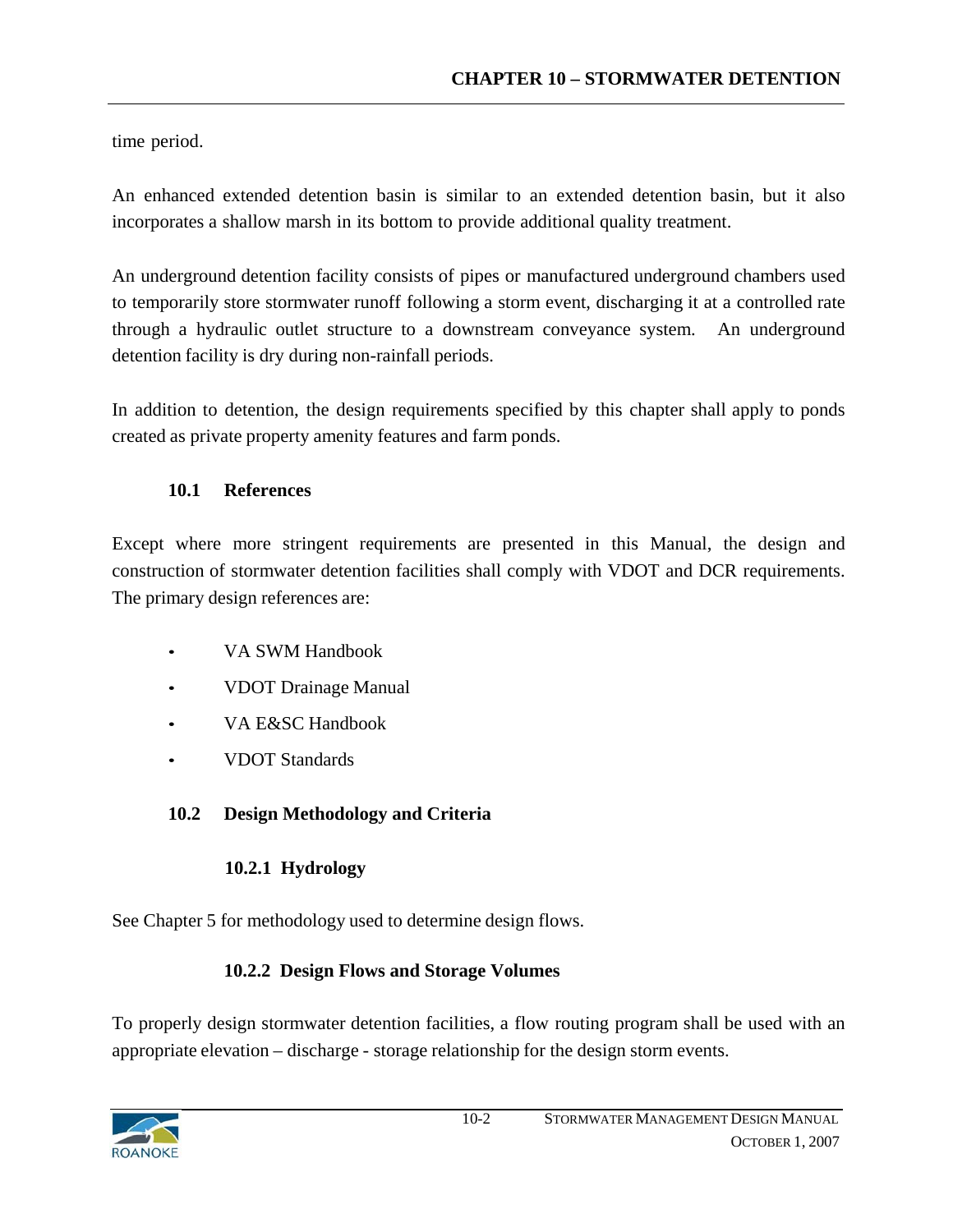time period.

An enhanced extended detention basin is similar to an extended detention basin, but it also incorporates a shallow marsh in its bottom to provide additional quality treatment.

An underground detention facility consists of pipes or manufactured underground chambers used to temporarily store stormwater runoff following a storm event, discharging it at a controlled rate through a hydraulic outlet structure to a downstream conveyance system. An underground detention facility is dry during non-rainfall periods.

In addition to detention, the design requirements specified by this chapter shall apply to ponds created as private property amenity features and farm ponds.

## 10.1 References

Except where more stringent requirements are presented in this Manual, the design and construction of stormwater detention facilities shall comply with VDOT and DCR requirements. The primary design references are:

- VA SWM Handbook
- VDOT Drainage Manual
- VA E&SC Handbook
- VDOT Standards

## 10.2 Design Methodology and Criteria

### 10.2.1 Hydrology

See Chapter 5 for methodology used to determine design flows.

### 10.2.2 Design Flows and Storage Volumes

To properly design stormwater detention facilities, a flow routing program shall be used with an appropriate elevation – discharge - storage relationship for the design storm events.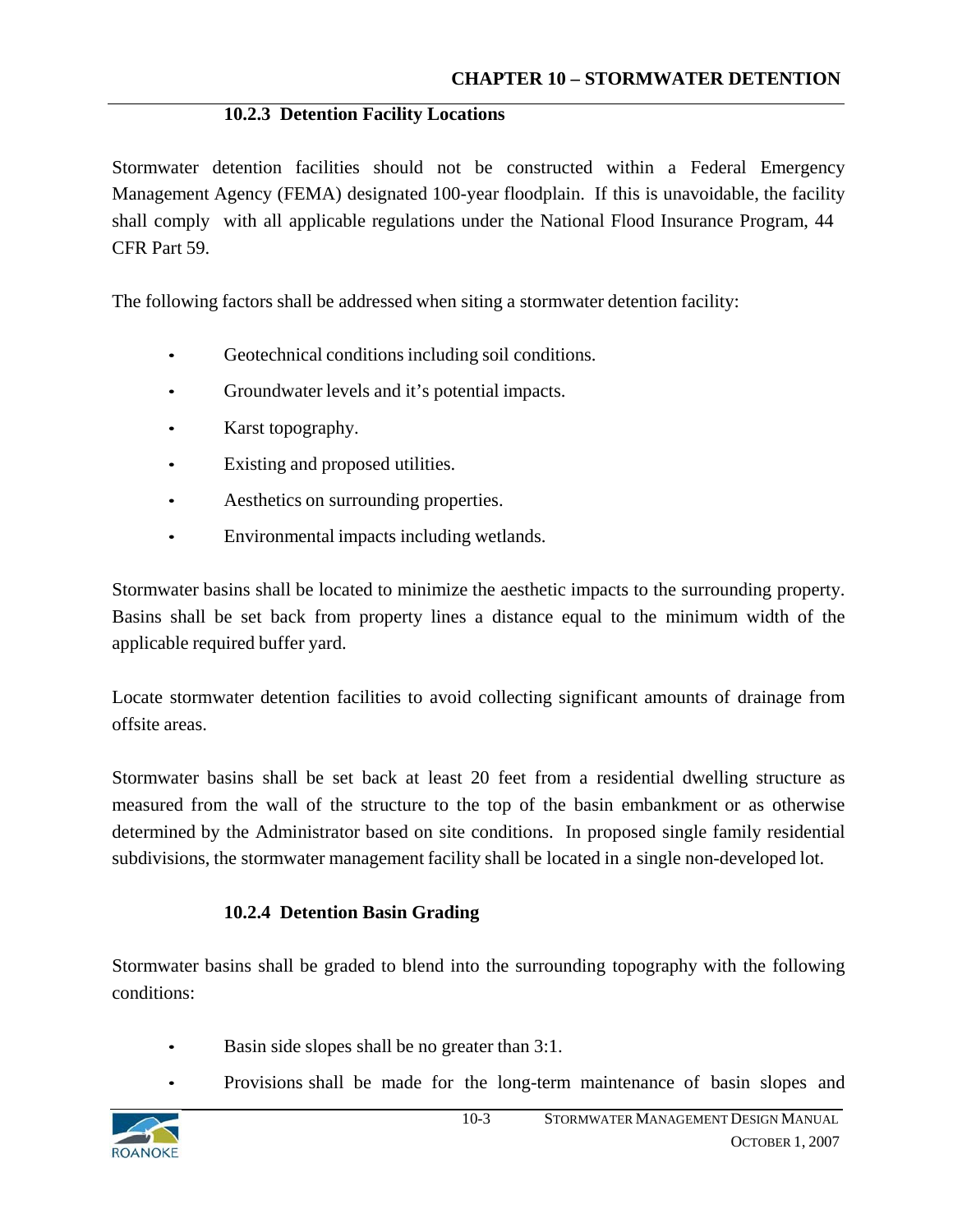### 10.2.3 Detention Facility Locations

Stormwater detention facilities should not be constructed within a Federal Emergency Management Agency (FEMA) designated 100-year floodplain. If this is unavoidable, the facility shall comply with all applicable regulations under the National Flood Insurance Program, 44 CFR Part 59.

The following factors shall be addressed when siting a stormwater detention facility:

- Geotechnical conditions including soil conditions.
- Groundwater levels and it's potential impacts.
- Karst topography.
- Existing and proposed utilities.
- Aesthetics on surrounding properties.
- Environmental impacts including wetlands.

Stormwater basins shall be located to minimize the aesthetic impacts to the surrounding property. Basins shall be set back from property lines a distance equal to the minimum width of the applicable required buffer yard.

Locate stormwater detention facilities to avoid collecting significant amounts of drainage from offsite areas.

Stormwater basins shall be set back at least 20 feet from a residential dwelling structure as measured from the wall of the structure to the top of the basin embankment or as otherwise determined by the Administrator based on site conditions. In proposed single family residential subdivisions, the stormwater management facility shall be located in a single non-developed lot.

### 10.2.4 Detention Basin Grading

Stormwater basins shall be graded to blend into the surrounding topography with the following conditions:

- Basin side slopes shall be no greater than 3:1.
- Provisions shall be made for the long-term maintenance of basin slopes and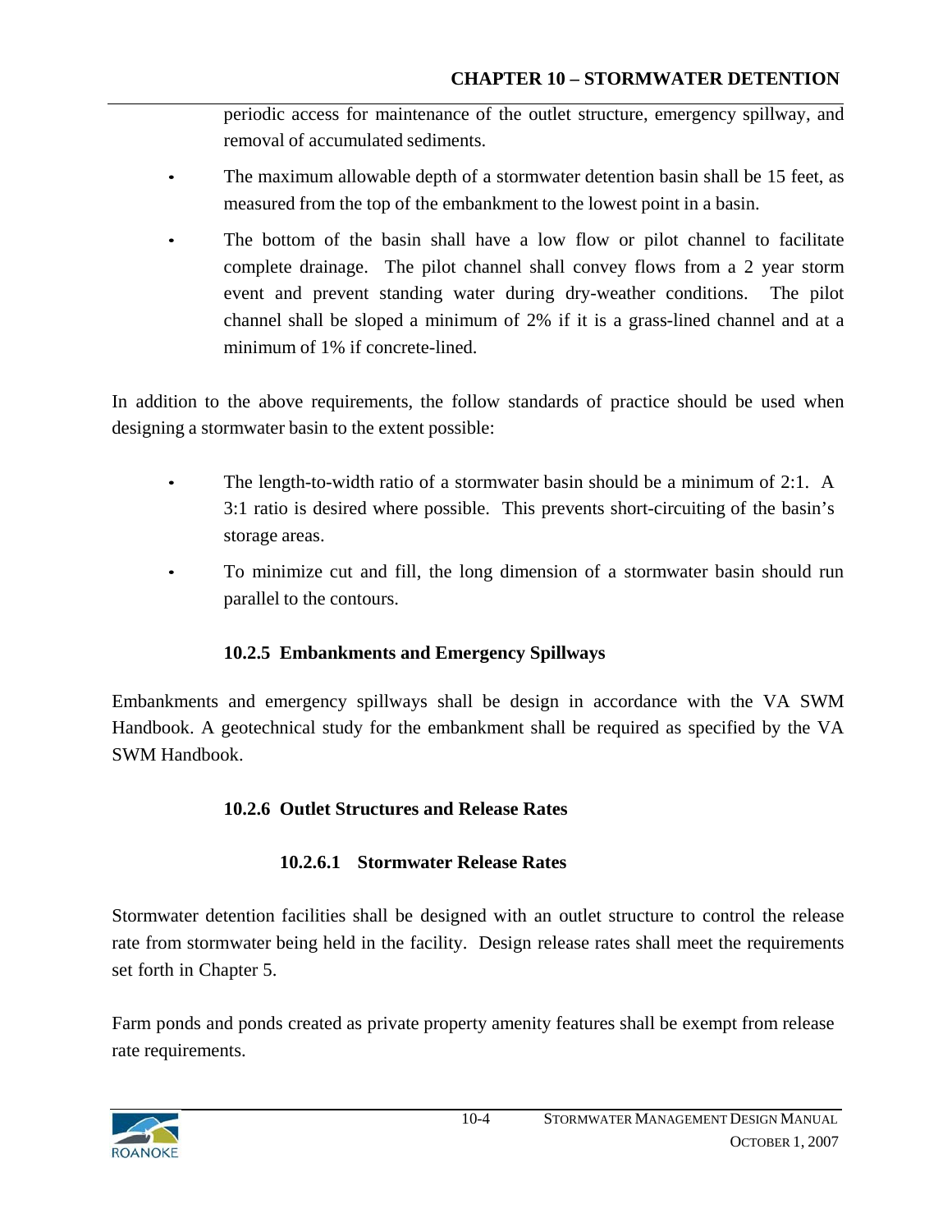periodic access for maintenance of the outlet structure, emergency spillway, and removal of accumulated sediments.

- The maximum allowable depth of a stormwater detention basin shall be 15 feet, as measured from the top of the embankment to the lowest point in a basin.
- The bottom of the basin shall have a low flow or pilot channel to facilitate complete drainage. The pilot channel shall convey flows from a 2 year storm event and prevent standing water during dry-weather conditions. The pilot channel shall be sloped a minimum of 2% if it is a grass-lined channel and at a minimum of 1% if concrete-lined.

In addition to the above requirements, the follow standards of practice should be used when designing a stormwater basin to the extent possible:

- The length-to-width ratio of a stormwater basin should be a minimum of 2:1. A 3:1 ratio is desired where possible. This prevents short-circuiting of the basin's storage areas.
- To minimize cut and fill, the long dimension of a stormwater basin should run parallel to the contours.

### 10.2.5 Embankments and Emergency Spillways

Embankments and emergency spillways shall be design in accordance with the VA SWM Handbook. A geotechnical study for the embankment shall be required as specified by the VA SWM Handbook.

### 10.2.6 Outlet Structures and Release Rates

#### 10.2.6.1 Stormwater Release Rates

Stormwater detention facilities shall be designed with an outlet structure to control the release rate from stormwater being held in the facility. Design release rates shall meet the requirements set forth in Chapter 5.

Farm ponds and ponds created as private property amenity features shall be exempt from release rate requirements.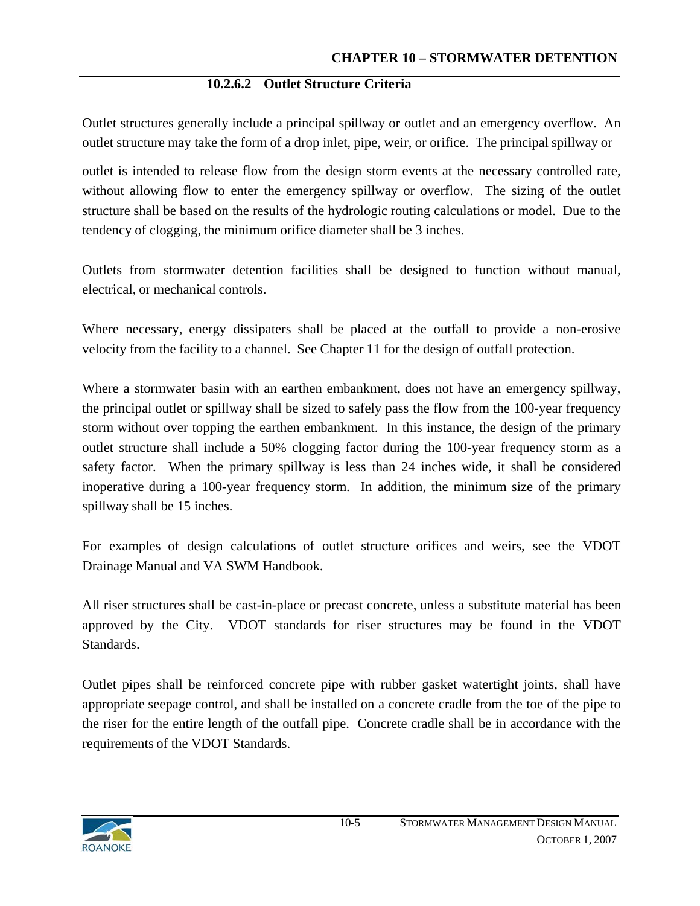#### 10.2.6.2 Outlet Structure Criteria

Outlet structures generally include a principal spillway or outlet and an emergency overflow. An outlet structure may take the form of a drop inlet, pipe, weir, or orifice. The principal spillway or outlet is intended to release flow from the design storm events at the necessary controlled rate, without allowing flow to enter the emergency spillway or overflow. The sizing of the outlet structure shall be based on the results of the hydrologic routing calculations or model. Due to the tendency of clogging, the minimum orifice diameter shall be 3 inches.

Outlets from stormwater detention facilities shall be designed to function without manual, electrical, or mechanical controls.

Where necessary, energy dissipaters shall be placed at the outfall to provide a non-erosive velocity from the facility to a channel. See Chapter 11 for the design of outfall protection.

Where a stormwater basin with an earthen embankment, does not have an emergency spillway, the principal outlet or spillway shall be sized to safely pass the flow from the 100-year frequency storm without over topping the earthen embankment. In this instance, the design of the primary outlet structure shall include a 50% clogging factor during the 100-year frequency storm as a safety factor. When the primary spillway is less than 24 inches wide, it shall be considered inoperative during a 100-year frequency storm. In addition, the minimum size of the primary spillway shall be 15 inches.

For examples of design calculations of outlet structure orifices and weirs, see the VDOT Drainage Manual and VA SWM Handbook.

All riser structures shall be cast-in-place or precast concrete, unless a substitute material has been approved by the City. VDOT standards for riser structures may be found in the VDOT Standards.

Outlet pipes shall be reinforced concrete pipe with rubber gasket watertight joints, shall have appropriate seepage control, and shall be installed on a concrete cradle from the toe of the pipe to the riser for the entire length of the outfall pipe. Concrete cradle shall be in accordance with the requirements of the VDOT Standards.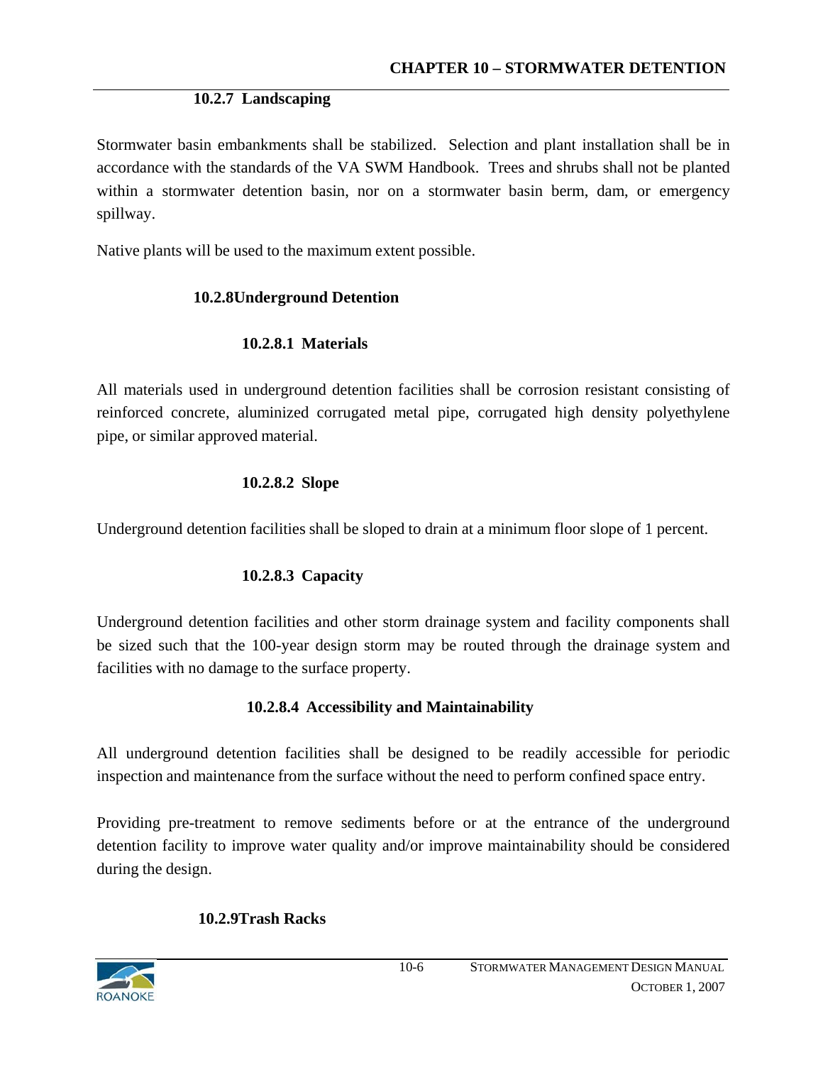### 10.2.7 Landscaping

Stormwater basin embankments shall be stabilized. Selection and plant installation shall be in accordance with the standards of the VA SWM Handbook. Trees and shrubs shall not be planted within a stormwater detention basin, nor on a stormwater basin berm, dam, or emergency spillway.

Native plants will be used to the maximum extent possible.

### 10.2.8 Underground Detention

#### 10.2.8.1 Materials

All materials used in underground detention facilities shall be corrosion resistant consisting of reinforced concrete, aluminized corrugated metal pipe, corrugated high density polyethylene pipe, or similar approved material.

#### 10.2.8.2 Slope

Underground detention facilities shall be sloped to drain at a minimum floor slope of 1 percent.

#### 10.2.8.3 Capacity

Underground detention facilities and other storm drainage system and facility components shall be sized such that the 100-year design storm may be routed through the drainage system and facilities with no damage to the surface property.

#### 10.2.8.4 Accessibility and Maintainability

All underground detention facilities shall be designed to be readily accessible for periodic inspection and maintenance from the surface without the need to perform confined space entry.

Providing pre-treatment to remove sediments before or at the entrance of the underground detention facility to improve water quality and/or improve maintainability should be considered during the design.

### 10.2.9 Trash Racks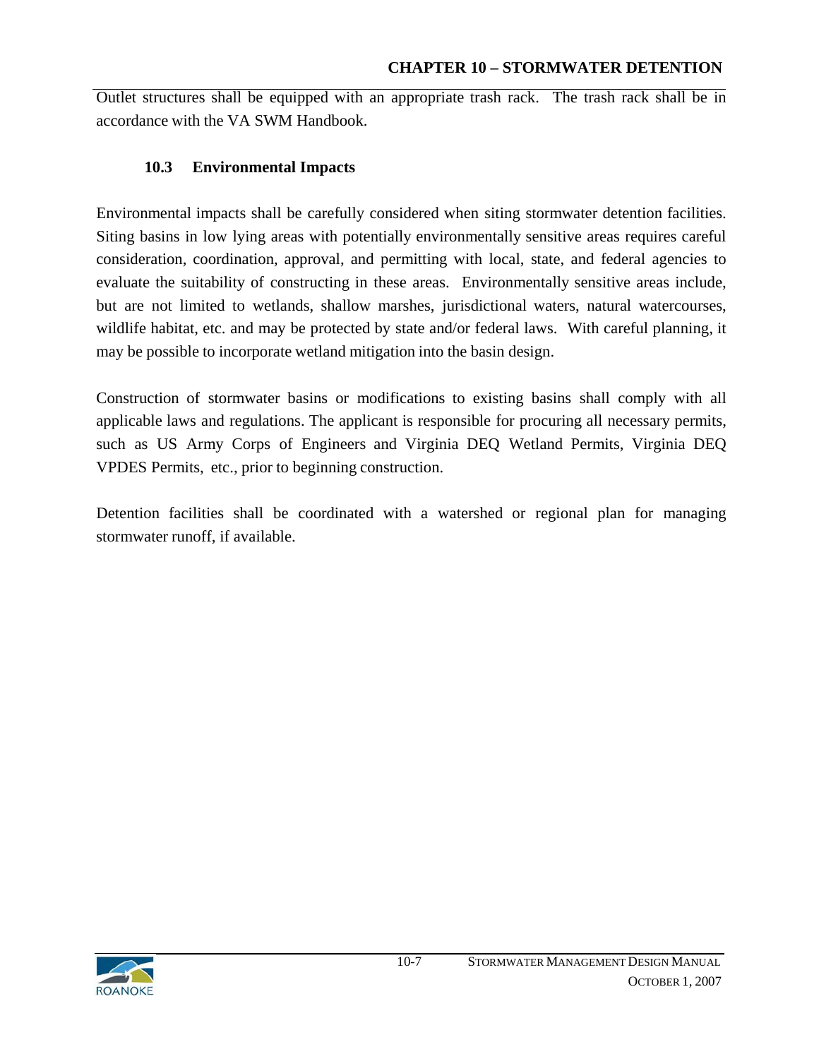Outlet structures shall be equipped with an appropriate trash rack. The trash rack shall be in accordance with the VA SWM Handbook.

### 10.3 Environmental Impacts

Environmental impacts shall be carefully considered when siting stormwater detention facilities. Siting basins in low lying areas with potentially environmentally sensitive areas requires careful consideration, coordination, approval, and permitting with local, state, and federal agencies to evaluate the suitability of constructing in these areas. Environmentally sensitive areas include, but are not limited to wetlands, shallow marshes, jurisdictional waters, natural watercourses, wildlife habitat, etc. and may be protected by state and/or federal laws. With careful planning, it may be possible to incorporate wetland mitigation into the basin design.

Construction of stormwater basins or modifications to existing basins shall comply with all applicable laws and regulations. The applicant is responsible for procuring all necessary permits, such as US Army Corps of Engineers and Virginia DEQ Wetland Permits, Virginia DEQ VPDES Permits, etc., prior to beginning construction.

Detention facilities shall be coordinated with a watershed or regional plan for managing stormwater runoff, if available.